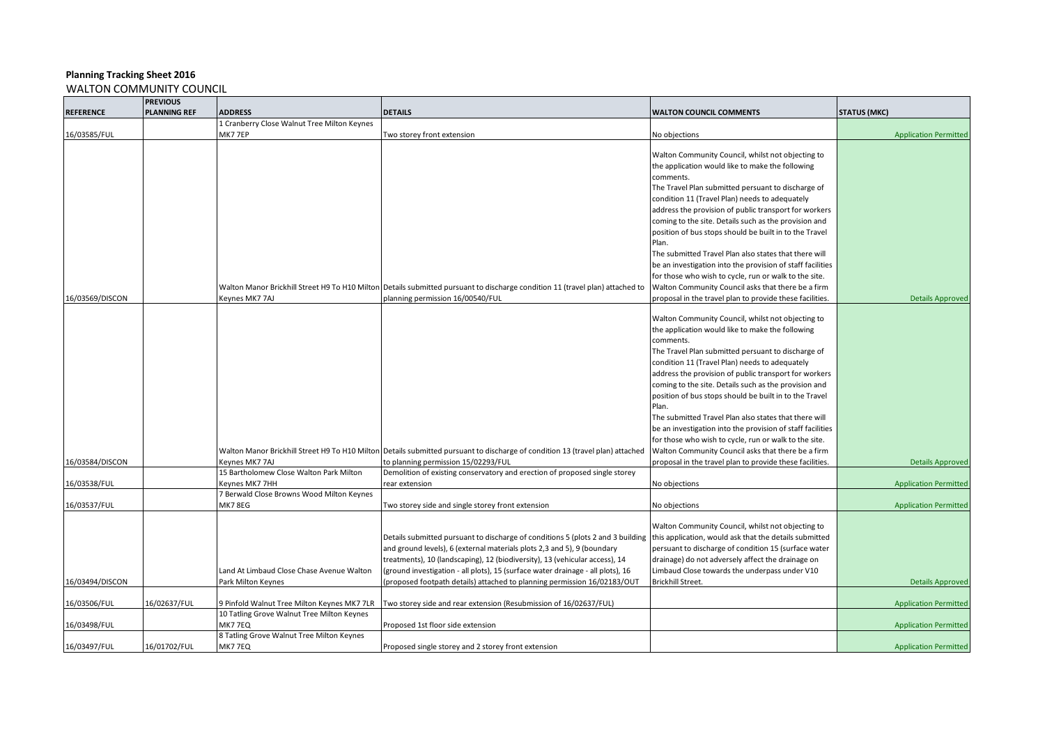**Planning Tracking Sheet 2016**

WALTON COMMUNITY COUNCIL

| REFERENCE | PREVIOUS PLANNING REF | ADDRESS | DETAILS | WALTON COUNCIL COMMENTS | STATUS (MKC) |
|---|---|---|---|---|---|
| 16/03585/FUL | | 1 Cranberry Close Walnut Tree Milton Keynes MK7 7EP | Two storey front extension | No objections | Application Permitted |
| 16/03569/DISCON | | Walton Manor Brickhill Street H9 To H10 Milton Keynes MK7 7AJ | Details submitted pursuant to discharge condition 11 (travel plan) attached to planning permission 16/00540/FUL | Walton Community Council, whilst not objecting to the application would like to make the following comments. The Travel Plan submitted persuant to discharge of condition 11 (Travel Plan) needs to adequately address the provision of public transport for workers coming to the site. Details such as the provision and position of bus stops should be built in to the Travel Plan. The submitted Travel Plan also states that there will be an investigation into the provision of staff facilities for those who wish to cycle, run or walk to the site. Walton Community Council asks that there be a firm proposal in the travel plan to provide these facilities. | Details Approved |
| 16/03584/DISCON | | Walton Manor Brickhill Street H9 To H10 Milton Keynes MK7 7AJ | Details submitted pursuant to discharge of condition 13 (travel plan) attached to planning permission 15/02293/FUL | Walton Community Council, whilst not objecting to the application would like to make the following comments. The Travel Plan submitted persuant to discharge of condition 11 (Travel Plan) needs to adequately address the provision of public transport for workers coming to the site. Details such as the provision and position of bus stops should be built in to the Travel Plan. The submitted Travel Plan also states that there will be an investigation into the provision of staff facilities for those who wish to cycle, run or walk to the site. Walton Community Council asks that there be a firm proposal in the travel plan to provide these facilities. | Details Approved |
| 16/03538/FUL | | 15 Bartholomew Close Walton Park Milton Keynes MK7 7HH | Demolition of existing conservatory and erection of proposed single storey rear extension | No objections | Application Permitted |
| 16/03537/FUL | | 7 Berwald Close Browns Wood Milton Keynes MK7 8EG | Two storey side and single storey front extension | No objections | Application Permitted |
| 16/03494/DISCON | | Land At Limbaud Close Chase Avenue Walton Park Milton Keynes | Details submitted pursuant to discharge of conditions 5 (plots 2 and 3 building and ground levels), 6 (external materials plots 2,3 and 5), 9 (boundary treatments), 10 (landscaping), 12 (biodiversity), 13 (vehicular access), 14 (ground investigation - all plots), 15 (surface water drainage - all plots), 16 (proposed footpath details) attached to planning permission 16/02183/OUT | Walton Community Council, whilst not objecting to this application, would ask that the details submitted persuant to discharge of condition 15 (surface water drainage) do not adversely affect the drainage on Limbaud Close towards the underpass under V10 Brickhill Street. | Details Approved |
| 16/03506/FUL | 16/02637/FUL | 9 Pinfold Walnut Tree Milton Keynes MK7 7LR | Two storey side and rear extension (Resubmission of 16/02637/FUL) | | Application Permitted |
| 16/03498/FUL | | 10 Tatling Grove Walnut Tree Milton Keynes MK7 7EQ | Proposed 1st floor side extension | | Application Permitted |
| 16/03497/FUL | 16/01702/FUL | 8 Tatling Grove Walnut Tree Milton Keynes MK7 7EQ | Proposed single storey and 2 storey front extension | | Application Permitted |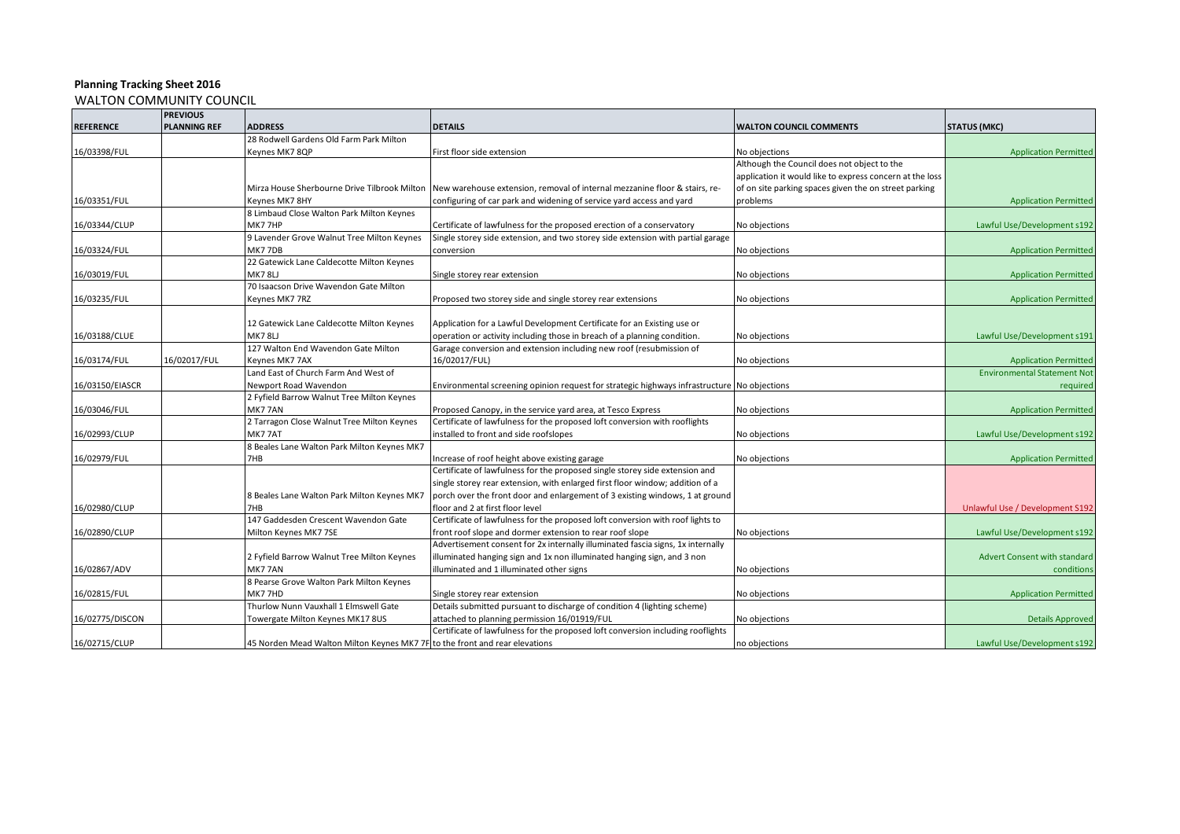**Planning Tracking Sheet 2016**

WALTON COMMUNITY COUNCIL

| REFERENCE | PREVIOUS PLANNING REF | ADDRESS | DETAILS | WALTON COUNCIL COMMENTS | STATUS (MKC) |
|---|---|---|---|---|---|
| 16/03398/FUL | | 28 Rodwell Gardens Old Farm Park Milton Keynes MK7 8QP | First floor side extension | No objections | Application Permitted |
| 16/03351/FUL | | Mirza House Sherbourne Drive Tilbrook Milton Keynes MK7 8HY | New warehouse extension, removal of internal mezzanine floor & stairs, re-configuring of car park and widening of service yard access and yard | Although the Council does not object to the application it would like to express concern at the loss of on site parking spaces given the on street parking problems | Application Permitted |
| 16/03344/CLUP | | 8 Limbaud Close Walton Park Milton Keynes MK7 7HP | Certificate of lawfulness for the proposed erection of a conservatory | No objections | Lawful Use/Development s192 |
| 16/03324/FUL | | 9 Lavender Grove Walnut Tree Milton Keynes MK7 7DB | Single storey side extension, and two storey side extension with partial garage conversion | No objections | Application Permitted |
| 16/03019/FUL | | 22 Gatewick Lane Caldecotte Milton Keynes MK7 8LJ | Single storey rear extension | No objections | Application Permitted |
| 16/03235/FUL | | 70 Isaacson Drive Wavendon Gate Milton Keynes MK7 7RZ | Proposed two storey side and single storey rear extensions | No objections | Application Permitted |
| 16/03188/CLUE | | 12 Gatewick Lane Caldecotte Milton Keynes MK7 8LJ | Application for a Lawful Development Certificate for an Existing use or operation or activity including those in breach of a planning condition. | No objections | Lawful Use/Development s191 |
| 16/03174/FUL | 16/02017/FUL | 127 Walton End Wavendon Gate Milton Keynes MK7 7AX | Garage conversion and extension including new roof (resubmission of 16/02017/FUL) | No objections | Application Permitted |
| 16/03150/EIASCR | | Land East of Church Farm And West of Newport Road Wavendon | Environmental screening opinion request for strategic highways infrastructure | No objections | Environmental Statement Not required |
| 16/03046/FUL | | 2 Fyfield Barrow Walnut Tree Milton Keynes MK7 7AN | Proposed Canopy, in the service yard area, at Tesco Express | No objections | Application Permitted |
| 16/02993/CLUP | | 2 Tarragon Close Walnut Tree Milton Keynes MK7 7AT | Certificate of lawfulness for the proposed loft conversion with rooflights installed to front and side roofslopes | No objections | Lawful Use/Development s192 |
| 16/02979/FUL | | 8 Beales Lane Walton Park Milton Keynes MK7 7HB | Increase of roof height above existing garage | No objections | Application Permitted |
| 16/02980/CLUP | | 8 Beales Lane Walton Park Milton Keynes MK7 7HB | Certificate of lawfulness for the proposed single storey side extension and single storey rear extension, with enlarged first floor window; addition of a porch over the front door and enlargement of 3 existing windows, 1 at ground floor and 2 at first floor level | | Unlawful Use / Development S192 |
| 16/02890/CLUP | | 147 Gaddesden Crescent Wavendon Gate Milton Keynes MK7 7SE | Certificate of lawfulness for the proposed loft conversion with roof lights to front roof slope and dormer extension to rear roof slope | No objections | Lawful Use/Development s192 |
| 16/02867/ADV | | 2 Fyfield Barrow Walnut Tree Milton Keynes MK7 7AN | Advertisement consent for 2x internally illuminated fascia signs, 1x internally illuminated hanging sign and 1x non illuminated hanging sign, and 3 non illuminated and 1 illuminated other signs | No objections | Advert Consent with standard conditions |
| 16/02815/FUL | | 8 Pearse Grove Walton Park Milton Keynes MK7 7HD | Single storey rear extension | No objections | Application Permitted |
| 16/02775/DISCON | | Thurlow Nunn Vauxhall 1 Elmswell Gate Towergate Milton Keynes MK17 8US | Details submitted pursuant to discharge of condition 4 (lighting scheme) attached to planning permission 16/01919/FUL | No objections | Details Approved |
| 16/02715/CLUP | | 45 Norden Mead Walton Milton Keynes MK7 7F | Certificate of lawfulness for the proposed loft conversion including rooflights to the front and rear elevations | no objections | Lawful Use/Development s192 |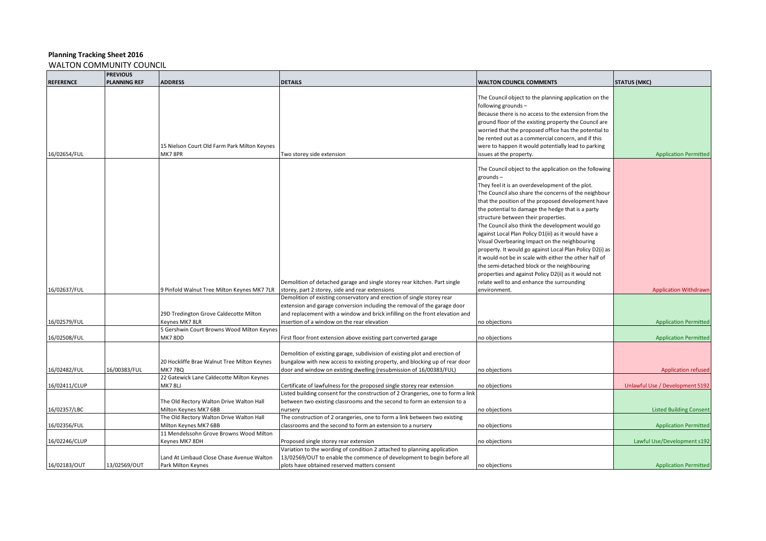**Planning Tracking Sheet 2016**

WALTON COMMUNITY COUNCIL

| REFERENCE | PREVIOUS PLANNING REF | ADDRESS | DETAILS | WALTON COUNCIL COMMENTS | STATUS (MKC) |
|---|---|---|---|---|---|
| 16/02654/FUL | | 15 Nielson Court Old Farm Park Milton Keynes MK7 8PR | Two storey side extension | The Council object to the planning application on the following grounds – Because there is no access to the extension from the ground floor of the existing property the Council are worried that the proposed office has the potential to be rented out as a commercial concern, and if this were to happen it would potentially lead to parking issues at the property. | Application Permitted |
| 16/02637/FUL | | 9 Pinfold Walnut Tree Milton Keynes MK7 7LR | Demolition of detached garage and single storey rear kitchen. Part single storey, part 2 storey, side and rear extensions | The Council object to the application on the following grounds – They feel it is an overdevelopment of the plot. The Council also share the concerns of the neighbour that the position of the proposed development have the potential to damage the hedge that is a party structure between their properties. The Council also think the development would go against Local Plan Policy D1(iii) as it would have a Visual Overbearing Impact on the neighbouring property. It would go against Local Plan Policy D2(i) as it would not be in scale with either the other half of the semi-detached block or the neighbouring properties and against Policy D2(ii) as it would not relate well to and enhance the surrounding environment. | Application Withdrawn |
| 16/02579/FUL | | 29D Tredington Grove Caldecotte Milton Keynes MK7 8LR | Demolition of existing conservatory and erection of single storey rear extension and garage conversion including the removal of the garage door and replacement with a window and brick infilling on the front elevation and insertion of a window on the rear elevation | no objections | Application Permitted |
| 16/02508/FUL | | 5 Gershwin Court Browns Wood Milton Keynes MK7 8DD | First floor front extension above existing part converted garage | no objections | Application Permitted |
| 16/02482/FUL | 16/00383/FUL | 20 Hockliffe Brae Walnut Tree Milton Keynes MK7 7BQ | Demolition of existing garage, subdivision of existing plot and erection of bungalow with new access to existing property, and blocking up of rear door door and window on existing dwelling (resubmission of 16/00383/FUL) | no objections | Application refused |
| 16/02411/CLUP | | 22 Gatewick Lane Caldecotte Milton Keynes MK7 8LJ | Certificate of lawfulness for the proposed single storey rear extension | no objections | Unlawful Use / Development S192 |
| 16/02357/LBC | | The Old Rectory Walton Drive Walton Hall Milton Keynes MK7 6BB | Listed building consent for the construction of 2 Orangeries, one to form a link between two existing classrooms and the second to form an extension to a nursery | no objections | Listed Building Consent |
| 16/02356/FUL | | The Old Rectory Walton Drive Walton Hall Milton Keynes MK7 6BB | The construction of 2 orangeries, one to form a link between two existing classrooms and the second to form an extension to a nursery | no objections | Application Permitted |
| 16/02246/CLUP | | 11 Mendelssohn Grove Browns Wood Milton Keynes MK7 8DH | Proposed single storey rear extension | no objections | Lawful Use/Development s192 |
| 16/02183/OUT | 13/02569/OUT | Land At Limbaud Close Chase Avenue Walton Park Milton Keynes | Variation to the wording of condition 2 attached to planning application 13/02569/OUT to enable the commence of development to begin before all plots have obtained reserved matters consent | no objections | Application Permitted |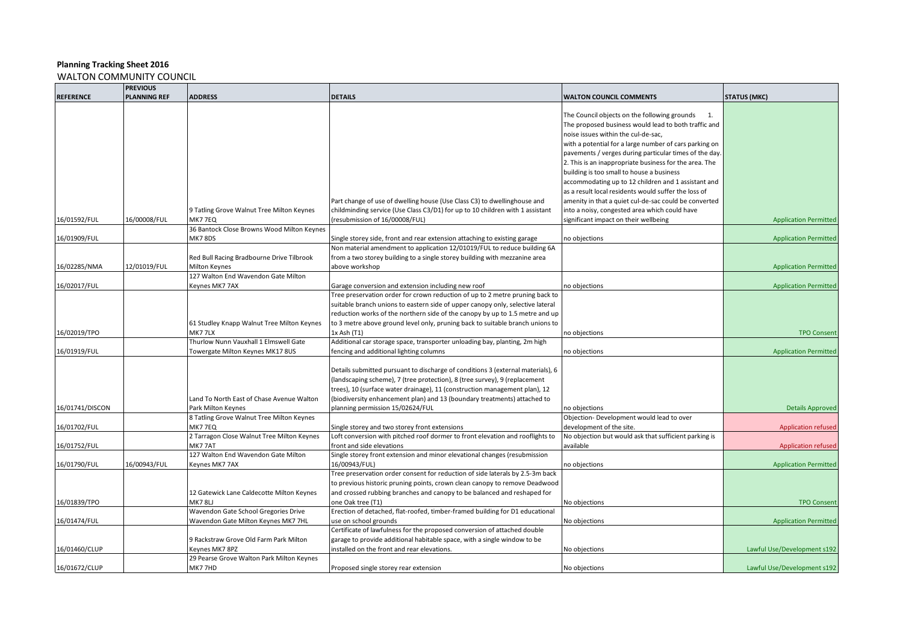**Planning Tracking Sheet 2016**

WALTON COMMUNITY COUNCIL

| REFERENCE | PREVIOUS PLANNING REF | ADDRESS | DETAILS | WALTON COUNCIL COMMENTS | STATUS (MKC) |
|---|---|---|---|---|---|
| 16/01592/FUL | 16/00008/FUL | 9 Tatling Grove Walnut Tree Milton Keynes MK7 7EQ | Part change of use of dwelling house (Use Class C3) to dwellinghouse and childminding service (Use Class C3/D1) for up to 10 children with 1 assistant (resubmission of 16/00008/FUL) | The Council objects on the following grounds 1. The proposed business would lead to both traffic and noise issues within the cul-de-sac, with a potential for a large number of cars parking on pavements / verges during particular times of the day. 2. This is an inappropriate business for the area. The building is too small to house a business accommodating up to 12 children and 1 assistant and as a result local residents would suffer the loss of amenity in that a quiet cul-de-sac could be converted into a noisy, congested area which could have significant impact on their wellbeing | Application Permitted |
| 16/01909/FUL | | 36 Bantock Close Browns Wood Milton Keynes MK7 8DS | Single storey side, front and rear extension attaching to existing garage | no objections | Application Permitted |
| 16/02285/NMA | 12/01019/FUL | Red Bull Racing Bradbourne Drive Tilbrook Milton Keynes | Non material amendment to application 12/01019/FUL to reduce building 6A from a two storey building to a single storey building with mezzanine area above workshop | | Application Permitted |
| 16/02017/FUL | | 127 Walton End Wavendon Gate Milton Keynes MK7 7AX | Garage conversion and extension including new roof | no objections | Application Permitted |
| 16/02019/TPO | | 61 Studley Knapp Walnut Tree Milton Keynes MK7 7LX | Tree preservation order for crown reduction of up to 2 metre pruning back to suitable branch unions to eastern side of upper canopy only, selective lateral reduction works of the northern side of the canopy by up to 1.5 metre and up to 3 metre above ground level only, pruning back to suitable branch unions to 1x Ash (T1) | no objections | TPO Consent |
| 16/01919/FUL | | Thurlow Nunn Vauxhall 1 Elmswell Gate Towergate Milton Keynes MK17 8US | Additional car storage space, transporter unloading bay, planting, 2m high fencing and additional lighting columns | no objections | Application Permitted |
| 16/01741/DISCON | | Land To North East of Chase Avenue Walton Park Milton Keynes | Details submitted pursuant to discharge of conditions 3 (external materials), 6 (landscaping scheme), 7 (tree protection), 8 (tree survey), 9 (replacement trees), 10 (surface water drainage), 11 (construction management plan), 12 (biodiversity enhancement plan) and 13 (boundary treatments) attached to planning permission 15/02624/FUL | no objections | Details Approved |
| 16/01702/FUL | | 8 Tatling Grove Walnut Tree Milton Keynes MK7 7EQ | Single storey and two storey front extensions | Objection- Development would lead to over development of the site. | Application refused |
| 16/01752/FUL | | 2 Tarragon Close Walnut Tree Milton Keynes MK7 7AT | Loft conversion with pitched roof dormer to front elevation and rooflights to front and side elevations | No objection but would ask that sufficient parking is available | Application refused |
| 16/01790/FUL | 16/00943/FUL | 127 Walton End Wavendon Gate Milton Keynes MK7 7AX | Single storey front extension and minor elevational changes (resubmission 16/00943/FUL) | no objections | Application Permitted |
| 16/01839/TPO | | 12 Gatewick Lane Caldecotte Milton Keynes MK7 8LJ | Tree preservation order consent for reduction of side laterals by 2.5-3m back to previous historic pruning points, crown clean canopy to remove Deadwood and crossed rubbing branches and canopy to be balanced and reshaped for one Oak tree (T1) | No objections | TPO Consent |
| 16/01474/FUL | | Wavendon Gate School Gregories Drive Wavendon Gate Milton Keynes MK7 7HL | Erection of detached, flat-roofed, timber-framed building for D1 educational use on school grounds | No objections | Application Permitted |
| 16/01460/CLUP | | 9 Rackstraw Grove Old Farm Park Milton Keynes MK7 8PZ | Certificate of lawfulness for the proposed conversion of attached double garage to provide additional habitable space, with a single window to be installed on the front and rear elevations. | No objections | Lawful Use/Development s192 |
| 16/01672/CLUP | | 29 Pearse Grove Walton Park Milton Keynes MK7 7HD | Proposed single storey rear extension | No objections | Lawful Use/Development s192 |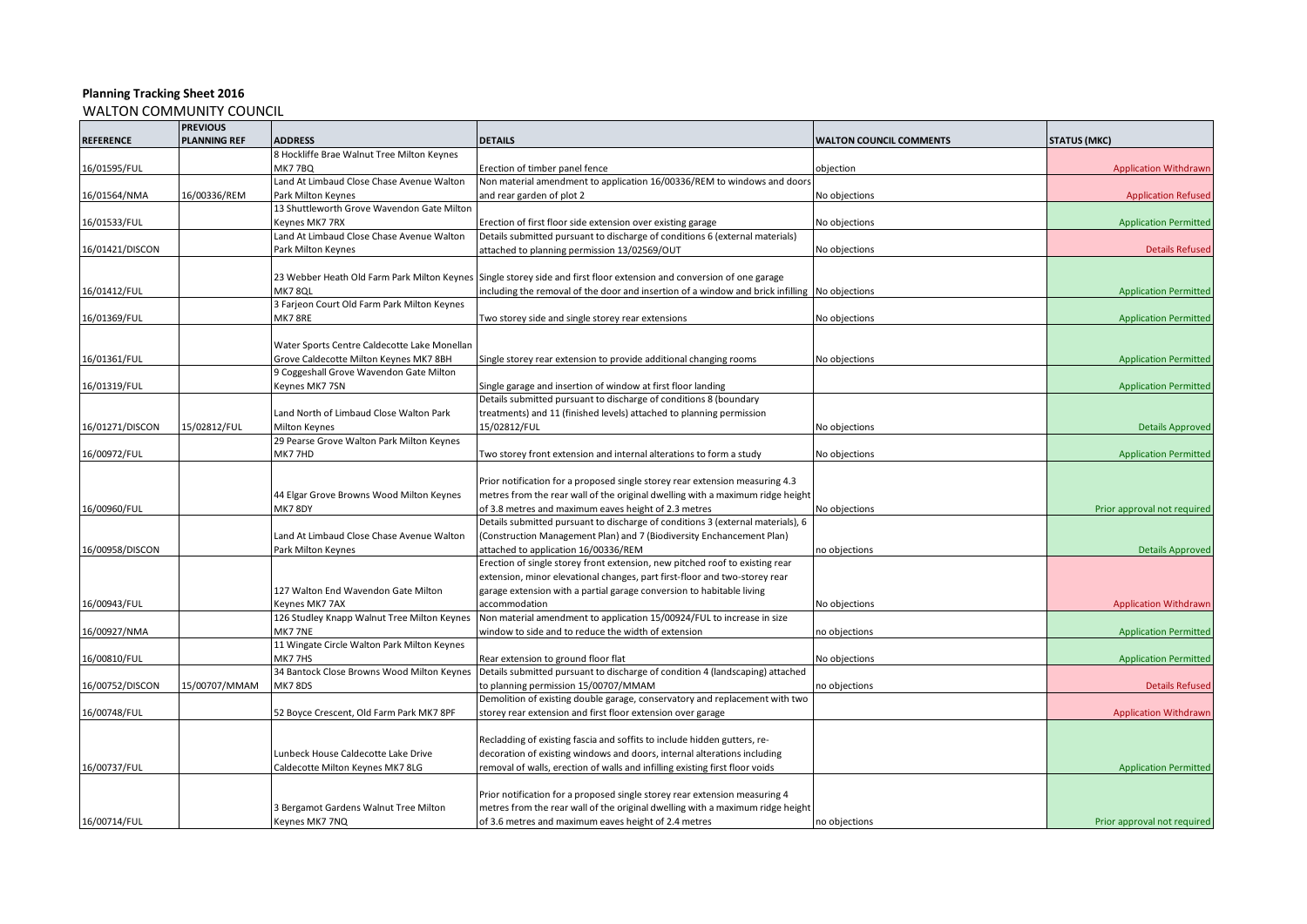**Planning Tracking Sheet 2016**

WALTON COMMUNITY COUNCIL

| REFERENCE | PREVIOUS PLANNING REF | ADDRESS | DETAILS | WALTON COUNCIL COMMENTS | STATUS (MKC) |
|---|---|---|---|---|---|
| 16/01595/FUL | | 8 Hockliffe Brae Walnut Tree Milton Keynes MK7 7BQ | Erection of timber panel fence | objection | Application Withdrawn |
| 16/01564/NMA | 16/00336/REM | Land At Limbaud Close Chase Avenue Walton Park Milton Keynes | Non material amendment to application 16/00336/REM to windows and doors and rear garden of plot 2 | No objections | Application Refused |
| 16/01533/FUL | | 13 Shuttleworth Grove Wavendon Gate Milton Keynes MK7 7RX | Erection of first floor side extension over existing garage | No objections | Application Permitted |
| 16/01421/DISCON | | Land At Limbaud Close Chase Avenue Walton Park Milton Keynes | Details submitted pursuant to discharge of conditions 6 (external materials) attached to planning permission 13/02569/OUT | No objections | Details Refused |
| 16/01412/FUL | | 23 Webber Heath Old Farm Park Milton Keynes MK7 8QL | Single storey side and first floor extension and conversion of one garage including the removal of the door and insertion of a window and brick infilling | No objections | Application Permitted |
| 16/01369/FUL | | 3 Farjeon Court Old Farm Park Milton Keynes MK7 8RE | Two storey side and single storey rear extensions | No objections | Application Permitted |
| 16/01361/FUL | | Water Sports Centre Caldecotte Lake Monellan Grove Caldecotte Milton Keynes MK7 8BH | Single storey rear extension to provide additional changing rooms | No objections | Application Permitted |
| 16/01319/FUL | | 9 Coggeshall Grove Wavendon Gate Milton Keynes MK7 7SN | Single garage and insertion of window at first floor landing | | Application Permitted |
| 16/01271/DISCON | 15/02812/FUL | Land North of Limbaud Close Walton Park Milton Keynes | Details submitted pursuant to discharge of conditions 8 (boundary treatments) and 11 (finished levels) attached to planning permission 15/02812/FUL | No objections | Details Approved |
| 16/00972/FUL | | 29 Pearse Grove Walton Park Milton Keynes MK7 7HD | Two storey front extension and internal alterations to form a study | No objections | Application Permitted |
| 16/00960/FUL | | 44 Elgar Grove Browns Wood Milton Keynes MK7 8DY | Prior notification for a proposed single storey rear extension measuring 4.3 metres from the rear wall of the original dwelling with a maximum ridge height of 3.8 metres and maximum eaves height of 2.3 metres | No objections | Prior approval not required |
| 16/00958/DISCON | | Land At Limbaud Close Chase Avenue Walton Park Milton Keynes | Details submitted pursuant to discharge of conditions 3 (external materials), 6 (Construction Management Plan) and 7 (Biodiversity Enchancement Plan) attached to application 16/00336/REM | no objections | Details Approved |
| 16/00943/FUL | | 127 Walton End Wavendon Gate Milton Keynes MK7 7AX | Erection of single storey front extension, new pitched roof to existing rear extension, minor elevational changes, part first-floor and two-storey rear garage extension with a partial garage conversion to habitable living accommodation | No objections | Application Withdrawn |
| 16/00927/NMA | | 126 Studley Knapp Walnut Tree Milton Keynes MK7 7NE | Non material amendment to application 15/00924/FUL to increase in size window to side and to reduce the width of extension | no objections | Application Permitted |
| 16/00810/FUL | | 11 Wingate Circle Walton Park Milton Keynes MK7 7HS | Rear extension to ground floor flat | No objections | Application Permitted |
| 16/00752/DISCON | 15/00707/MMAM | 34 Bantock Close Browns Wood Milton Keynes MK7 8DS | Details submitted pursuant to discharge of condition 4 (landscaping) attached to planning permission 15/00707/MMAM | no objections | Details Refused |
| 16/00748/FUL | | 52 Boyce Crescent, Old Farm Park MK7 8PF | Demolition of existing double garage, conservatory and replacement with two storey rear extension and first floor extension over garage | | Application Withdrawn |
| 16/00737/FUL | | Lunbeck House Caldecotte Lake Drive Caldecotte Milton Keynes MK7 8LG | Recladding of existing fascia and soffits to include hidden gutters, re-decoration of existing windows and doors, internal alterations including removal of walls, erection of walls and infilling existing first floor voids | | Application Permitted |
| 16/00714/FUL | | 3 Bergamot Gardens Walnut Tree Milton Keynes MK7 7NQ | Prior notification for a proposed single storey rear extension measuring 4 metres from the rear wall of the original dwelling with a maximum ridge height of 3.6 metres and maximum eaves height of 2.4 metres | no objections | Prior approval not required |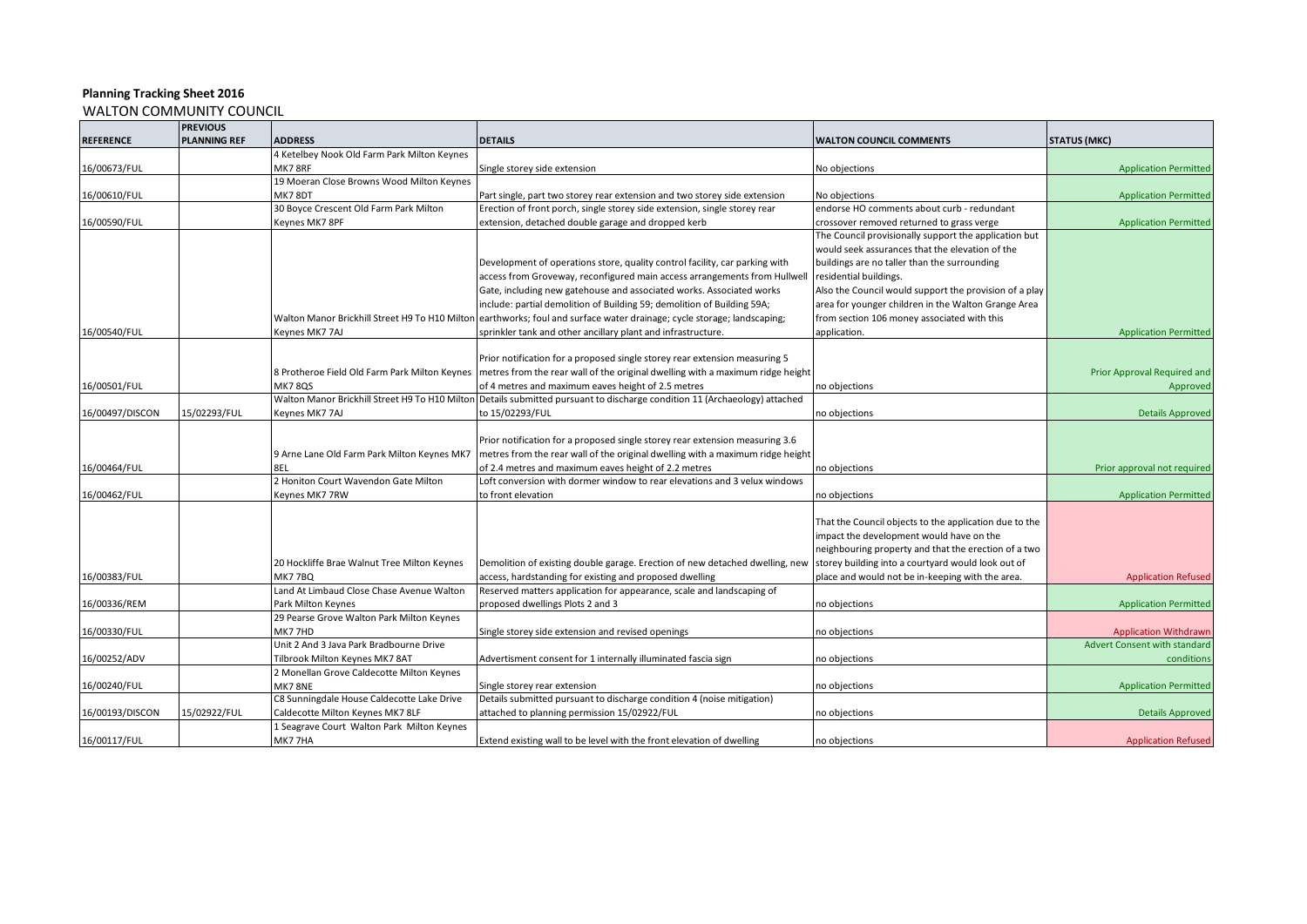**Planning Tracking Sheet 2016**

WALTON COMMUNITY COUNCIL

| REFERENCE | PREVIOUS PLANNING REF | ADDRESS | DETAILS | WALTON COUNCIL COMMENTS | STATUS (MKC) |
|---|---|---|---|---|---|
| 16/00673/FUL | | 4 Ketelbey Nook Old Farm Park Milton Keynes MK7 8RF | Single storey side extension | No objections | Application Permitted |
| 16/00610/FUL | | 19 Moeran Close Browns Wood Milton Keynes MK7 8DT | Part single, part two storey rear extension and two storey side extension | No objections | Application Permitted |
| 16/00590/FUL | | 30 Boyce Crescent Old Farm Park Milton Keynes MK7 8PF | Erection of front porch, single storey side extension, single storey rear extension, detached double garage and dropped kerb | endorse HO comments about curb - redundant crossover removed returned to grass verge | Application Permitted |
| 16/00540/FUL | | Walton Manor Brickhill Street H9 To H10 Milton Keynes MK7 7AJ | Development of operations store, quality control facility, car parking with access from Groveway, reconfigured main access arrangements from Hullwell Gate, including new gatehouse and associated works. Associated works include: partial demolition of Building 59; demolition of Building 59A; earthworks; foul and surface water drainage; cycle storage; landscaping; sprinkler tank and other ancillary plant and infrastructure. | The Council provisionally support the application but would seek assurances that the elevation of the buildings are no taller than the surrounding residential buildings. Also the Council would support the provision of a play area for younger children in the Walton Grange Area from section 106 money associated with this application. | Application Permitted |
| 16/00501/FUL | | 8 Protheroe Field Old Farm Park Milton Keynes MK7 8QS | Prior notification for a proposed single storey rear extension measuring 5 metres from the rear wall of the original dwelling with a maximum ridge height of 4 metres and maximum eaves height of 2.5 metres | no objections | Prior Approval Required and Approved |
| 16/00497/DISCON | 15/02293/FUL | Walton Manor Brickhill Street H9 To H10 Milton Keynes MK7 7AJ | Details submitted pursuant to discharge condition 11 (Archaeology) attached to 15/02293/FUL | no objections | Details Approved |
| 16/00464/FUL | | 9 Arne Lane Old Farm Park Milton Keynes MK7 8EL | Prior notification for a proposed single storey rear extension measuring 3.6 metres from the rear wall of the original dwelling with a maximum ridge height of 2.4 metres and maximum eaves height of 2.2 metres | no objections | Prior approval not required |
| 16/00462/FUL | | 2 Honiton Court Wavendon Gate Milton Keynes MK7 7RW | Loft conversion with dormer window to rear elevations and 3 velux windows to front elevation | no objections | Application Permitted |
| 16/00383/FUL | | 20 Hockliffe Brae Walnut Tree Milton Keynes MK7 7BQ | Demolition of existing double garage. Erection of new detached dwelling, new access, hardstanding for existing and proposed dwelling | That the Council objects to the application due to the impact the development would have on the neighbouring property and that the erection of a two storey building into a courtyard would look out of place and would not be in-keeping with the area. | Application Refused |
| 16/00336/REM | | Land At Limbaud Close Chase Avenue Walton Park Milton Keynes | Reserved matters application for appearance, scale and landscaping of proposed dwellings Plots 2 and 3 | no objections | Application Permitted |
| 16/00330/FUL | | 29 Pearse Grove Walton Park Milton Keynes MK7 7HD | Single storey side extension and revised openings | no objections | Application Withdrawn |
| 16/00252/ADV | | Unit 2 And 3 Java Park Bradbourne Drive Tilbrook Milton Keynes MK7 8AT | Advertisment consent for 1 internally illuminated fascia sign | no objections | Advert Consent with standard conditions |
| 16/00240/FUL | | 2 Monellan Grove Caldecotte Milton Keynes MK7 8NE | Single storey rear extension | no objections | Application Permitted |
| 16/00193/DISCON | 15/02922/FUL | C8 Sunningdale House Caldecotte Lake Drive Caldecotte Milton Keynes MK7 8LF | Details submitted pursuant to discharge condition 4 (noise mitigation) attached to planning permission 15/02922/FUL | no objections | Details Approved |
| 16/00117/FUL | | 1 Seagrave Court Walton Park Milton Keynes MK7 7HA | Extend existing wall to be level with the front elevation of dwelling | no objections | Application Refused |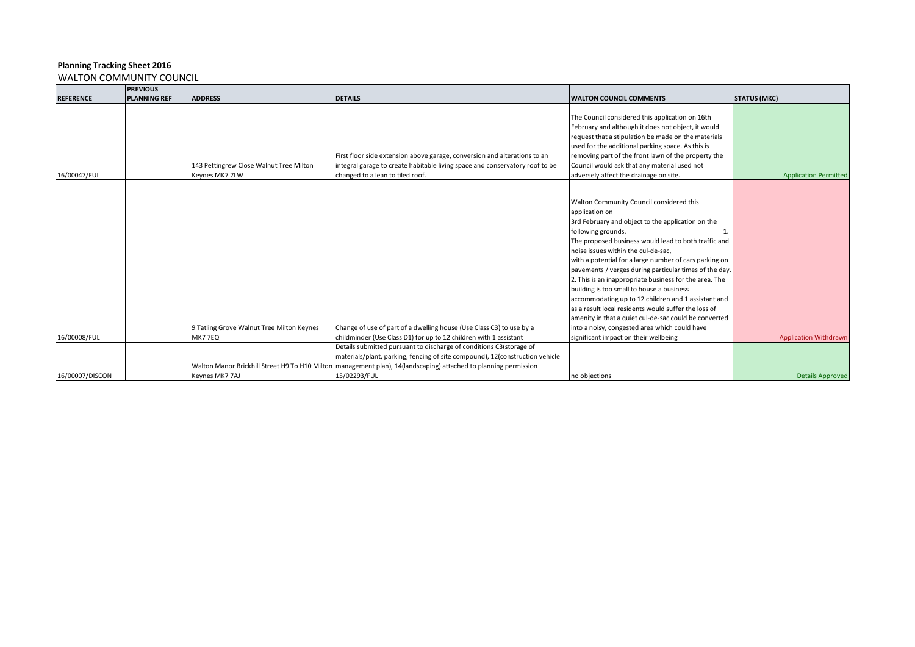**Planning Tracking Sheet 2016**

WALTON COMMUNITY COUNCIL

| REFERENCE | PREVIOUS PLANNING REF | ADDRESS | DETAILS | WALTON COUNCIL COMMENTS | STATUS (MKC) |
|---|---|---|---|---|---|
| 16/00047/FUL | | 143 Pettingrew Close Walnut Tree Milton Keynes MK7 7LW | First floor side extension above garage, conversion and alterations to an integral garage to create habitable living space and conservatory roof to be changed to a lean to tiled roof. | The Council considered this application on 16th February and although it does not object, it would request that a stipulation be made on the materials used for the additional parking space. As this is removing part of the front lawn of the property the Council would ask that any material used not adversely affect the drainage on site. | Application Permitted |
| 16/00008/FUL | | 9 Tatling Grove Walnut Tree Milton Keynes MK7 7EQ | Change of use of part of a dwelling house (Use Class C3) to use by a childminder (Use Class D1) for up to 12 children with 1 assistant | Walton Community Council considered this application on 3rd February and object to the application on the following grounds. 1. The proposed business would lead to both traffic and noise issues within the cul-de-sac, with a potential for a large number of cars parking on pavements / verges during particular times of the day. 2. This is an inappropriate business for the area. The building is too small to house a business accommodating up to 12 children and 1 assistant and as a result local residents would suffer the loss of amenity in that a quiet cul-de-sac could be converted into a noisy, congested area which could have significant impact on their wellbeing | Application Withdrawn |
| 16/00007/DISCON | | Walton Manor Brickhill Street H9 To H10 Milton Keynes MK7 7AJ | Details submitted pursuant to discharge of conditions C3(storage of materials/plant, parking, fencing of site compound), 12(construction vehicle management plan), 14(landscaping) attached to planning permission 15/02293/FUL | no objections | Details Approved |